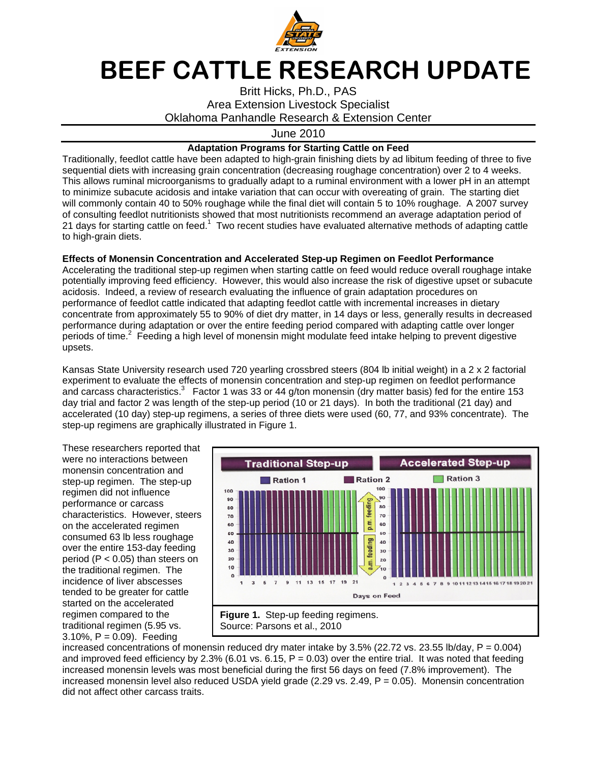# BEEF CATTLE RESEARCH UPDATE

Britt Hicks, Ph.D., PAS
Area Extension Livestock Specialist
Oklahoma Panhandle Research & Extension Center

June 2010

### Adaptation Programs for Starting Cattle on Feed

Traditionally, feedlot cattle have been adapted to high-grain finishing diets by ad libitum feeding of three to five sequential diets with increasing grain concentration (decreasing roughage concentration) over 2 to 4 weeks. This allows ruminal microorganisms to gradually adapt to a ruminal environment with a lower pH in an attempt to minimize subacute acidosis and intake variation that can occur with overeating of grain. The starting diet will commonly contain 40 to 50% roughage while the final diet will contain 5 to 10% roughage. A 2007 survey of consulting feedlot nutritionists showed that most nutritionists recommend an average adaptation period of 21 days for starting cattle on feed.[1] Two recent studies have evaluated alternative methods of adapting cattle to high-grain diets.

**Effects of Monensin Concentration and Accelerated Step-up Regimen on Feedlot Performance**

Accelerating the traditional step-up regimen when starting cattle on feed would reduce overall roughage intake potentially improving feed efficiency. However, this would also increase the risk of digestive upset or subacute acidosis. Indeed, a review of research evaluating the influence of grain adaptation procedures on performance of feedlot cattle indicated that adapting feedlot cattle with incremental increases in dietary concentrate from approximately 55 to 90% of diet dry matter, in 14 days or less, generally results in decreased performance during adaptation or over the entire feeding period compared with adapting cattle over longer periods of time.[2] Feeding a high level of monensin might modulate feed intake helping to prevent digestive upsets.

Kansas State University research used 720 yearling crossbred steers (804 lb initial weight) in a 2 x 2 factorial experiment to evaluate the effects of monensin concentration and step-up regimen on feedlot performance and carcass characteristics.[3] Factor 1 was 33 or 44 g/ton monensin (dry matter basis) fed for the entire 153 day trial and factor 2 was length of the step-up period (10 or 21 days). In both the traditional (21 day) and accelerated (10 day) step-up regimens, a series of three diets were used (60, 77, and 93% concentrate). The step-up regimens are graphically illustrated in Figure 1.

These researchers reported that were no interactions between monensin concentration and step-up regimen. The step-up regimen did not influence performance or carcass characteristics. However, steers on the accelerated regimen consumed 63 lb less roughage over the entire 153-day feeding period ($P < 0.05$) than steers on the traditional regimen. The incidence of liver abscesses tended to be greater for cattle started on the accelerated regimen compared to the traditional regimen (5.95 vs. 3.10%, $P = 0.09$). Feeding increased concentrations of monensin reduced dry mater intake by 3.5% (22.72 vs. 23.55 lb/day, $P = 0.004$) and improved feed efficiency by 2.3% (6.01 vs. 6.15, $P = 0.03$) over the entire trial. It was noted that feeding increased monensin levels was most beneficial during the first 56 days on feed (7.8% improvement). The increased monensin level also reduced USDA yield grade (2.29 vs. 2.49, $P = 0.05$). Monensin concentration did not affect other carcass traits.

**Figure 1.** Step-up feeding regimens.
Source: Parsons et al., 2010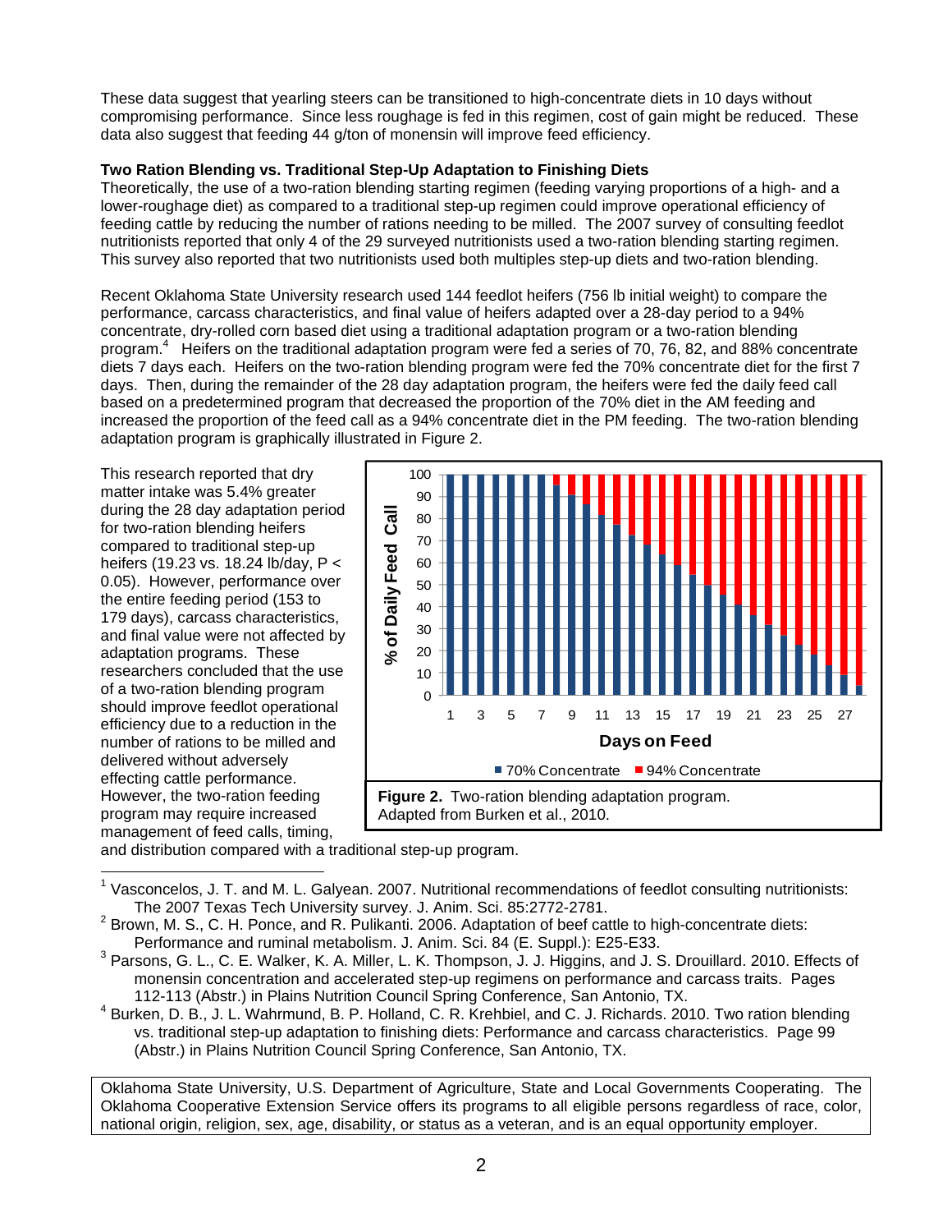These data suggest that yearling steers can be transitioned to high-concentrate diets in 10 days without compromising performance. Since less roughage is fed in this regimen, cost of gain might be reduced. These data also suggest that feeding 44 g/ton of monensin will improve feed efficiency.

**Two Ration Blending vs. Traditional Step-Up Adaptation to Finishing Diets**

Theoretically, the use of a two-ration blending starting regimen (feeding varying proportions of a high- and a lower-roughage diet) as compared to a traditional step-up regimen could improve operational efficiency of feeding cattle by reducing the number of rations needing to be milled. The 2007 survey of consulting feedlot nutritionists reported that only 4 of the 29 surveyed nutritionists used a two-ration blending starting regimen. This survey also reported that two nutritionists used both multiples step-up diets and two-ration blending.

Recent Oklahoma State University research used 144 feedlot heifers (756 lb initial weight) to compare the performance, carcass characteristics, and final value of heifers adapted over a 28-day period to a 94% concentrate, dry-rolled corn based diet using a traditional adaptation program or a two-ration blending program.[4] Heifers on the traditional adaptation program were fed a series of 70, 76, 82, and 88% concentrate diets 7 days each. Heifers on the two-ration blending program were fed the 70% concentrate diet for the first 7 days. Then, during the remainder of the 28 day adaptation program, the heifers were fed the daily feed call based on a predetermined program that decreased the proportion of the 70% diet in the AM feeding and increased the proportion of the feed call as a 94% concentrate diet in the PM feeding. The two-ration blending adaptation program is graphically illustrated in Figure 2.

This research reported that dry matter intake was 5.4% greater during the 28 day adaptation period for two-ration blending heifers compared to traditional step-up heifers (19.23 vs. 18.24 lb/day, $P < 0.05$). However, performance over the entire feeding period (153 to 179 days), carcass characteristics, and final value were not affected by adaptation programs. These researchers concluded that the use of a two-ration blending program should improve feedlot operational efficiency due to a reduction in the number of rations to be milled and delivered without adversely effecting cattle performance. However, the two-ration feeding program may require increased management of feed calls, timing, and distribution compared with a traditional step-up program.

% of Daily Feed Call
100
90
80
70
60
50
40
30
20
10
0
1 3 5 7 9 11 13 15 17 19 21 23 25 27
Days on Feed
70% Concentrate
94% Concentrate

**Figure 2.** Two-ration blending adaptation program. Adapted from Burken et al., 2010.

---

[1] Vasconcelos, J. T. and M. L. Galyean. 2007. Nutritional recommendations of feedlot consulting nutritionists: The 2007 Texas Tech University survey. J. Anim. Sci. 85:2772-2781.

[2] Brown, M. S., C. H. Ponce, and R. Pulikanti. 2006. Adaptation of beef cattle to high-concentrate diets: Performance and ruminal metabolism. J. Anim. Sci. 84 (E. Suppl.): E25-E33.

[3] Parsons, G. L., C. E. Walker, K. A. Miller, L. K. Thompson, J. J. Higgins, and J. S. Drouillard. 2010. Effects of monensin concentration and accelerated step-up regimens on performance and carcass traits. Pages 112-113 (Abstr.) in Plains Nutrition Council Spring Conference, San Antonio, TX.

[4] Burken, D. B., J. L. Wahrmund, B. P. Holland, C. R. Krehbiel, and C. J. Richards. 2010. Two ration blending vs. traditional step-up adaptation to finishing diets: Performance and carcass characteristics. Page 99 (Abstr.) in Plains Nutrition Council Spring Conference, San Antonio, TX.

Oklahoma State University, U.S. Department of Agriculture, State and Local Governments Cooperating. The Oklahoma Cooperative Extension Service offers its programs to all eligible persons regardless of race, color, national origin, religion, sex, age, disability, or status as a veteran, and is an equal opportunity employer.